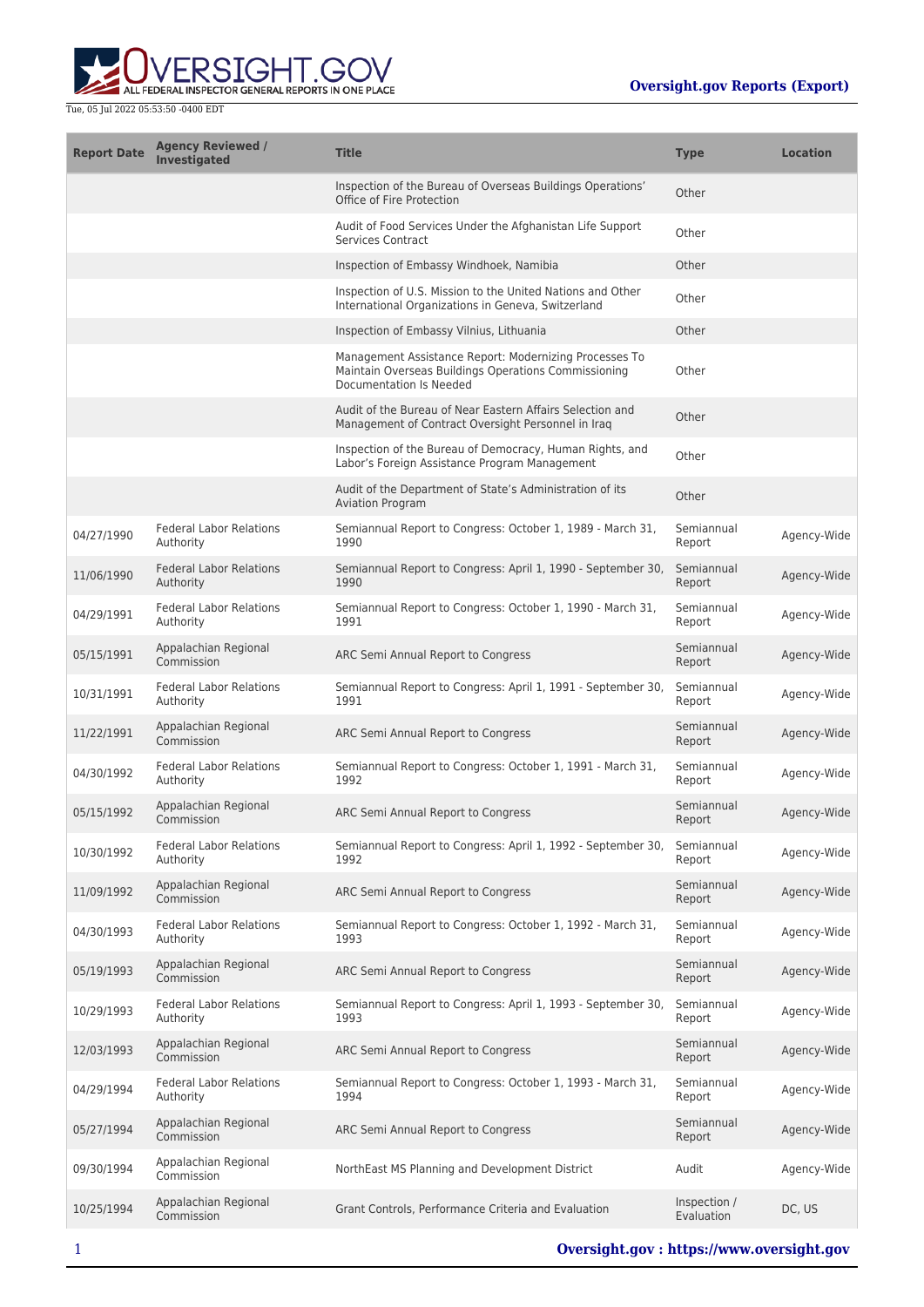| Report Date | Agency Reviewed / Investigated | Title | Type | Location |
| --- | --- | --- | --- | --- |
| | | Inspection of the Bureau of Overseas Buildings Operations' Office of Fire Protection | Other | |
| | | Audit of Food Services Under the Afghanistan Life Support Services Contract | Other | |
| | | Inspection of Embassy Windhoek, Namibia | Other | |
| | | Inspection of U.S. Mission to the United Nations and Other International Organizations in Geneva, Switzerland | Other | |
| | | Inspection of Embassy Vilnius, Lithuania | Other | |
| | | Management Assistance Report: Modernizing Processes To Maintain Overseas Buildings Operations Commissioning Documentation Is Needed | Other | |
| | | Audit of the Bureau of Near Eastern Affairs Selection and Management of Contract Oversight Personnel in Iraq | Other | |
| | | Inspection of the Bureau of Democracy, Human Rights, and Labor's Foreign Assistance Program Management | Other | |
| | | Audit of the Department of State's Administration of its Aviation Program | Other | |
| 04/27/1990 | Federal Labor Relations Authority | Semiannual Report to Congress: October 1, 1989 - March 31, 1990 | Semiannual Report | Agency-Wide |
| 11/06/1990 | Federal Labor Relations Authority | Semiannual Report to Congress: April 1, 1990 - September 30, 1990 | Semiannual Report | Agency-Wide |
| 04/29/1991 | Federal Labor Relations Authority | Semiannual Report to Congress: October 1, 1990 - March 31, 1991 | Semiannual Report | Agency-Wide |
| 05/15/1991 | Appalachian Regional Commission | ARC Semi Annual Report to Congress | Semiannual Report | Agency-Wide |
| 10/31/1991 | Federal Labor Relations Authority | Semiannual Report to Congress: April 1, 1991 - September 30, 1991 | Semiannual Report | Agency-Wide |
| 11/22/1991 | Appalachian Regional Commission | ARC Semi Annual Report to Congress | Semiannual Report | Agency-Wide |
| 04/30/1992 | Federal Labor Relations Authority | Semiannual Report to Congress: October 1, 1991 - March 31, 1992 | Semiannual Report | Agency-Wide |
| 05/15/1992 | Appalachian Regional Commission | ARC Semi Annual Report to Congress | Semiannual Report | Agency-Wide |
| 10/30/1992 | Federal Labor Relations Authority | Semiannual Report to Congress: April 1, 1992 - September 30, 1992 | Semiannual Report | Agency-Wide |
| 11/09/1992 | Appalachian Regional Commission | ARC Semi Annual Report to Congress | Semiannual Report | Agency-Wide |
| 04/30/1993 | Federal Labor Relations Authority | Semiannual Report to Congress: October 1, 1992 - March 31, 1993 | Semiannual Report | Agency-Wide |
| 05/19/1993 | Appalachian Regional Commission | ARC Semi Annual Report to Congress | Semiannual Report | Agency-Wide |
| 10/29/1993 | Federal Labor Relations Authority | Semiannual Report to Congress: April 1, 1993 - September 30, 1993 | Semiannual Report | Agency-Wide |
| 12/03/1993 | Appalachian Regional Commission | ARC Semi Annual Report to Congress | Semiannual Report | Agency-Wide |
| 04/29/1994 | Federal Labor Relations Authority | Semiannual Report to Congress: October 1, 1993 - March 31, 1994 | Semiannual Report | Agency-Wide |
| 05/27/1994 | Appalachian Regional Commission | ARC Semi Annual Report to Congress | Semiannual Report | Agency-Wide |
| 09/30/1994 | Appalachian Regional Commission | NorthEast MS Planning and Development District | Audit | Agency-Wide |
| 10/25/1994 | Appalachian Regional Commission | Grant Controls, Performance Criteria and Evaluation | Inspection / Evaluation | DC, US |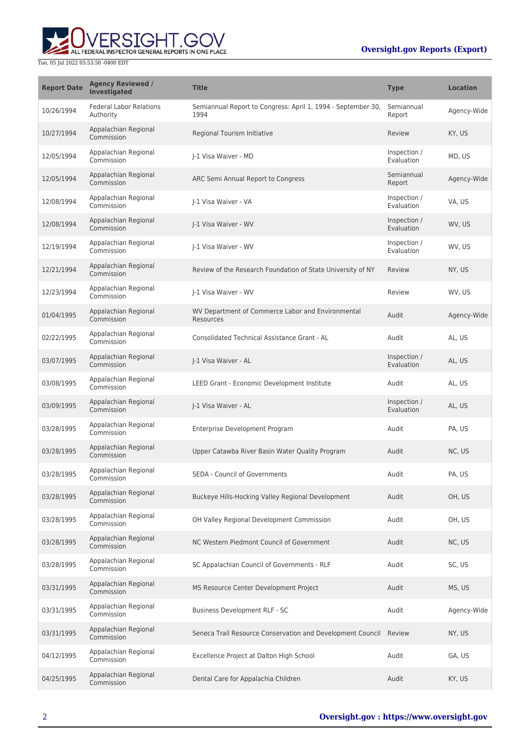| Report Date | Agency Reviewed / Investigated | Title | Type | Location |
| --- | --- | --- | --- | --- |
| 10/26/1994 | Federal Labor Relations Authority | Semiannual Report to Congress: April 1, 1994 - September 30, 1994 | Semiannual Report | Agency-Wide |
| 10/27/1994 | Appalachian Regional Commission | Regional Tourism Initiative | Review | KY, US |
| 12/05/1994 | Appalachian Regional Commission | J-1 Visa Waiver - MD | Inspection / Evaluation | MD, US |
| 12/05/1994 | Appalachian Regional Commission | ARC Semi Annual Report to Congress | Semiannual Report | Agency-Wide |
| 12/08/1994 | Appalachian Regional Commission | J-1 Visa Waiver - VA | Inspection / Evaluation | VA, US |
| 12/08/1994 | Appalachian Regional Commission | J-1 Visa Waiver - WV | Inspection / Evaluation | WV, US |
| 12/19/1994 | Appalachian Regional Commission | J-1 Visa Waiver - WV | Inspection / Evaluation | WV, US |
| 12/21/1994 | Appalachian Regional Commission | Review of the Research Foundation of State University of NY | Review | NY, US |
| 12/23/1994 | Appalachian Regional Commission | J-1 Visa Waiver - WV | Review | WV, US |
| 01/04/1995 | Appalachian Regional Commission | WV Department of Commerce Labor and Environmental Resources | Audit | Agency-Wide |
| 02/22/1995 | Appalachian Regional Commission | Consolidated Technical Assistance Grant - AL | Audit | AL, US |
| 03/07/1995 | Appalachian Regional Commission | J-1 Visa Waiver - AL | Inspection / Evaluation | AL, US |
| 03/08/1995 | Appalachian Regional Commission | LEED Grant - Economic Development Institute | Audit | AL, US |
| 03/09/1995 | Appalachian Regional Commission | J-1 Visa Waiver - AL | Inspection / Evaluation | AL, US |
| 03/28/1995 | Appalachian Regional Commission | Enterprise Development Program | Audit | PA, US |
| 03/28/1995 | Appalachian Regional Commission | Upper Catawba River Basin Water Quality Program | Audit | NC, US |
| 03/28/1995 | Appalachian Regional Commission | SEDA - Council of Governments | Audit | PA, US |
| 03/28/1995 | Appalachian Regional Commission | Buckeye Hills-Hocking Valley Regional Development | Audit | OH, US |
| 03/28/1995 | Appalachian Regional Commission | OH Valley Regional Development Commission | Audit | OH, US |
| 03/28/1995 | Appalachian Regional Commission | NC Western Piedmont Council of Government | Audit | NC, US |
| 03/28/1995 | Appalachian Regional Commission | SC Appalachian Council of Governments - RLF | Audit | SC, US |
| 03/31/1995 | Appalachian Regional Commission | MS Resource Center Development Project | Audit | MS, US |
| 03/31/1995 | Appalachian Regional Commission | Business Development RLF - SC | Audit | Agency-Wide |
| 03/31/1995 | Appalachian Regional Commission | Seneca Trail Resource Conservation and Development Council | Review | NY, US |
| 04/12/1995 | Appalachian Regional Commission | Excellence Project at Dalton High School | Audit | GA, US |
| 04/25/1995 | Appalachian Regional Commission | Dental Care for Appalachia Children | Audit | KY, US |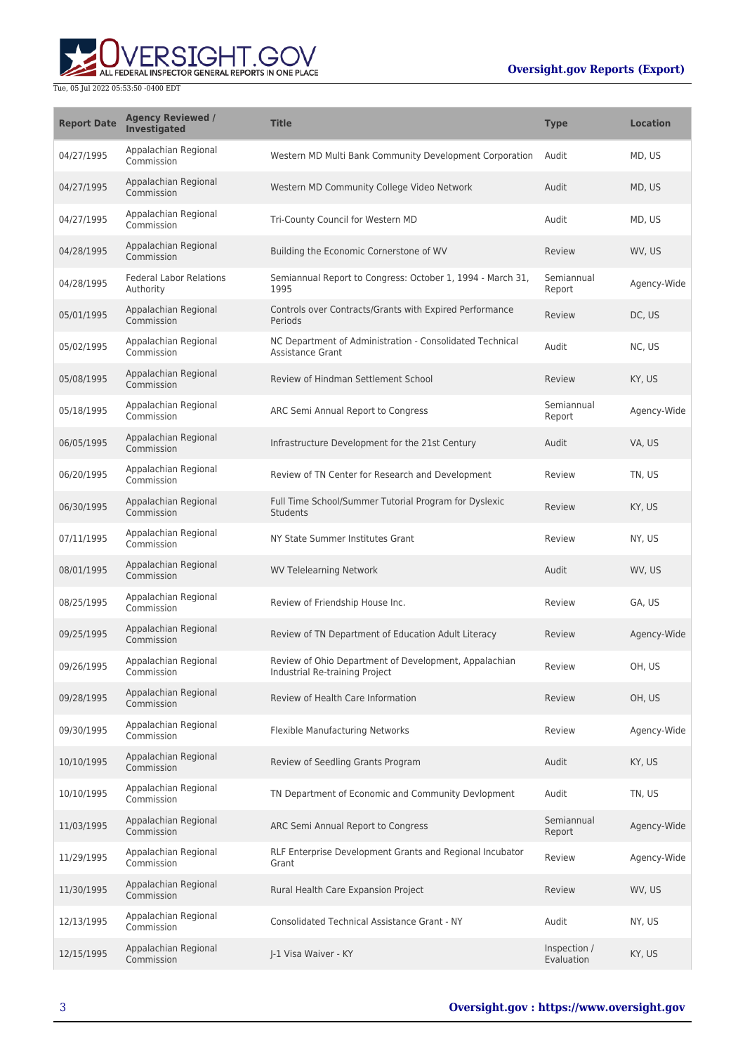| Report Date | Agency Reviewed / Investigated | Title | Type | Location |
| --- | --- | --- | --- | --- |
| 04/27/1995 | Appalachian Regional Commission | Western MD Multi Bank Community Development Corporation | Audit | MD, US |
| 04/27/1995 | Appalachian Regional Commission | Western MD Community College Video Network | Audit | MD, US |
| 04/27/1995 | Appalachian Regional Commission | Tri-County Council for Western MD | Audit | MD, US |
| 04/28/1995 | Appalachian Regional Commission | Building the Economic Cornerstone of WV | Review | WV, US |
| 04/28/1995 | Federal Labor Relations Authority | Semiannual Report to Congress: October 1, 1994 - March 31, 1995 | Semiannual Report | Agency-Wide |
| 05/01/1995 | Appalachian Regional Commission | Controls over Contracts/Grants with Expired Performance Periods | Review | DC, US |
| 05/02/1995 | Appalachian Regional Commission | NC Department of Administration - Consolidated Technical Assistance Grant | Audit | NC, US |
| 05/08/1995 | Appalachian Regional Commission | Review of Hindman Settlement School | Review | KY, US |
| 05/18/1995 | Appalachian Regional Commission | ARC Semi Annual Report to Congress | Semiannual Report | Agency-Wide |
| 06/05/1995 | Appalachian Regional Commission | Infrastructure Development for the 21st Century | Audit | VA, US |
| 06/20/1995 | Appalachian Regional Commission | Review of TN Center for Research and Development | Review | TN, US |
| 06/30/1995 | Appalachian Regional Commission | Full Time School/Summer Tutorial Program for Dyslexic Students | Review | KY, US |
| 07/11/1995 | Appalachian Regional Commission | NY State Summer Institutes Grant | Review | NY, US |
| 08/01/1995 | Appalachian Regional Commission | WV Telelearning Network | Audit | WV, US |
| 08/25/1995 | Appalachian Regional Commission | Review of Friendship House Inc. | Review | GA, US |
| 09/25/1995 | Appalachian Regional Commission | Review of TN Department of Education Adult Literacy | Review | Agency-Wide |
| 09/26/1995 | Appalachian Regional Commission | Review of Ohio Department of Development, Appalachian Industrial Re-training Project | Review | OH, US |
| 09/28/1995 | Appalachian Regional Commission | Review of Health Care Information | Review | OH, US |
| 09/30/1995 | Appalachian Regional Commission | Flexible Manufacturing Networks | Review | Agency-Wide |
| 10/10/1995 | Appalachian Regional Commission | Review of Seedling Grants Program | Audit | KY, US |
| 10/10/1995 | Appalachian Regional Commission | TN Department of Economic and Community Devlopment | Audit | TN, US |
| 11/03/1995 | Appalachian Regional Commission | ARC Semi Annual Report to Congress | Semiannual Report | Agency-Wide |
| 11/29/1995 | Appalachian Regional Commission | RLF Enterprise Development Grants and Regional Incubator Grant | Review | Agency-Wide |
| 11/30/1995 | Appalachian Regional Commission | Rural Health Care Expansion Project | Review | WV, US |
| 12/13/1995 | Appalachian Regional Commission | Consolidated Technical Assistance Grant - NY | Audit | NY, US |
| 12/15/1995 | Appalachian Regional Commission | J-1 Visa Waiver - KY | Inspection / Evaluation | KY, US |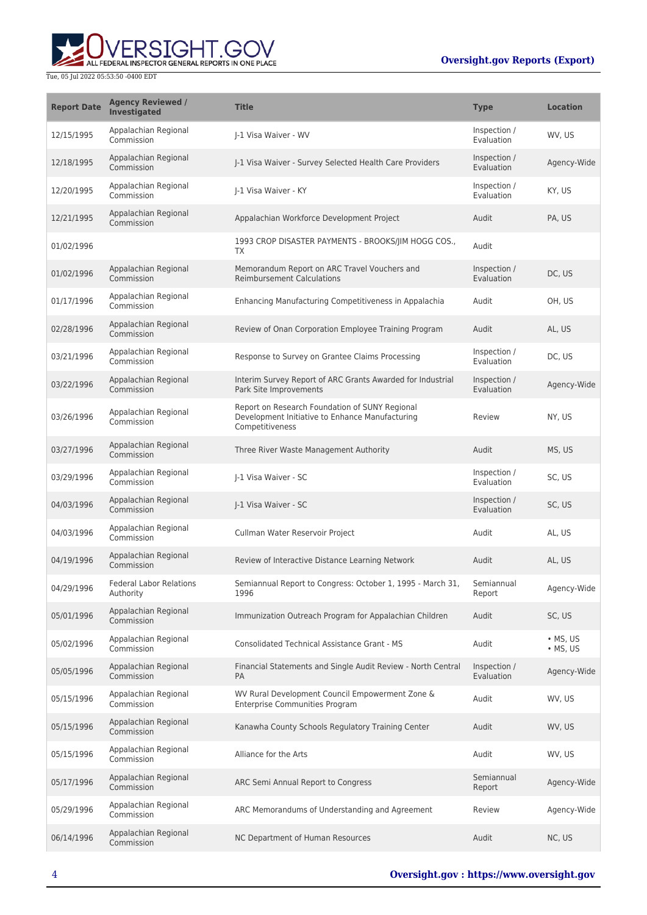| Report Date | Agency Reviewed / Investigated | Title | Type | Location |
|---|---|---|---|---|
| 12/15/1995 | Appalachian Regional Commission | J-1 Visa Waiver - WV | Inspection / Evaluation | WV, US |
| 12/18/1995 | Appalachian Regional Commission | J-1 Visa Waiver - Survey Selected Health Care Providers | Inspection / Evaluation | Agency-Wide |
| 12/20/1995 | Appalachian Regional Commission | J-1 Visa Waiver - KY | Inspection / Evaluation | KY, US |
| 12/21/1995 | Appalachian Regional Commission | Appalachian Workforce Development Project | Audit | PA, US |
| 01/02/1996 | | 1993 CROP DISASTER PAYMENTS - BROOKS/JIM HOGG COS., TX | Audit | |
| 01/02/1996 | Appalachian Regional Commission | Memorandum Report on ARC Travel Vouchers and Reimbursement Calculations | Inspection / Evaluation | DC, US |
| 01/17/1996 | Appalachian Regional Commission | Enhancing Manufacturing Competitiveness in Appalachia | Audit | OH, US |
| 02/28/1996 | Appalachian Regional Commission | Review of Onan Corporation Employee Training Program | Audit | AL, US |
| 03/21/1996 | Appalachian Regional Commission | Response to Survey on Grantee Claims Processing | Inspection / Evaluation | DC, US |
| 03/22/1996 | Appalachian Regional Commission | Interim Survey Report of ARC Grants Awarded for Industrial Park Site Improvements | Inspection / Evaluation | Agency-Wide |
| 03/26/1996 | Appalachian Regional Commission | Report on Research Foundation of SUNY Regional Development Initiative to Enhance Manufacturing Competitiveness | Review | NY, US |
| 03/27/1996 | Appalachian Regional Commission | Three River Waste Management Authority | Audit | MS, US |
| 03/29/1996 | Appalachian Regional Commission | J-1 Visa Waiver - SC | Inspection / Evaluation | SC, US |
| 04/03/1996 | Appalachian Regional Commission | J-1 Visa Waiver - SC | Inspection / Evaluation | SC, US |
| 04/03/1996 | Appalachian Regional Commission | Cullman Water Reservoir Project | Audit | AL, US |
| 04/19/1996 | Appalachian Regional Commission | Review of Interactive Distance Learning Network | Audit | AL, US |
| 04/29/1996 | Federal Labor Relations Authority | Semiannual Report to Congress: October 1, 1995 - March 31, 1996 | Semiannual Report | Agency-Wide |
| 05/01/1996 | Appalachian Regional Commission | Immunization Outreach Program for Appalachian Children | Audit | SC, US |
| 05/02/1996 | Appalachian Regional Commission | Consolidated Technical Assistance Grant - MS | Audit | • MS, US • MS, US |
| 05/05/1996 | Appalachian Regional Commission | Financial Statements and Single Audit Review - North Central PA | Inspection / Evaluation | Agency-Wide |
| 05/15/1996 | Appalachian Regional Commission | WV Rural Development Council Empowerment Zone & Enterprise Communities Program | Audit | WV, US |
| 05/15/1996 | Appalachian Regional Commission | Kanawha County Schools Regulatory Training Center | Audit | WV, US |
| 05/15/1996 | Appalachian Regional Commission | Alliance for the Arts | Audit | WV, US |
| 05/17/1996 | Appalachian Regional Commission | ARC Semi Annual Report to Congress | Semiannual Report | Agency-Wide |
| 05/29/1996 | Appalachian Regional Commission | ARC Memorandums of Understanding and Agreement | Review | Agency-Wide |
| 06/14/1996 | Appalachian Regional Commission | NC Department of Human Resources | Audit | NC, US |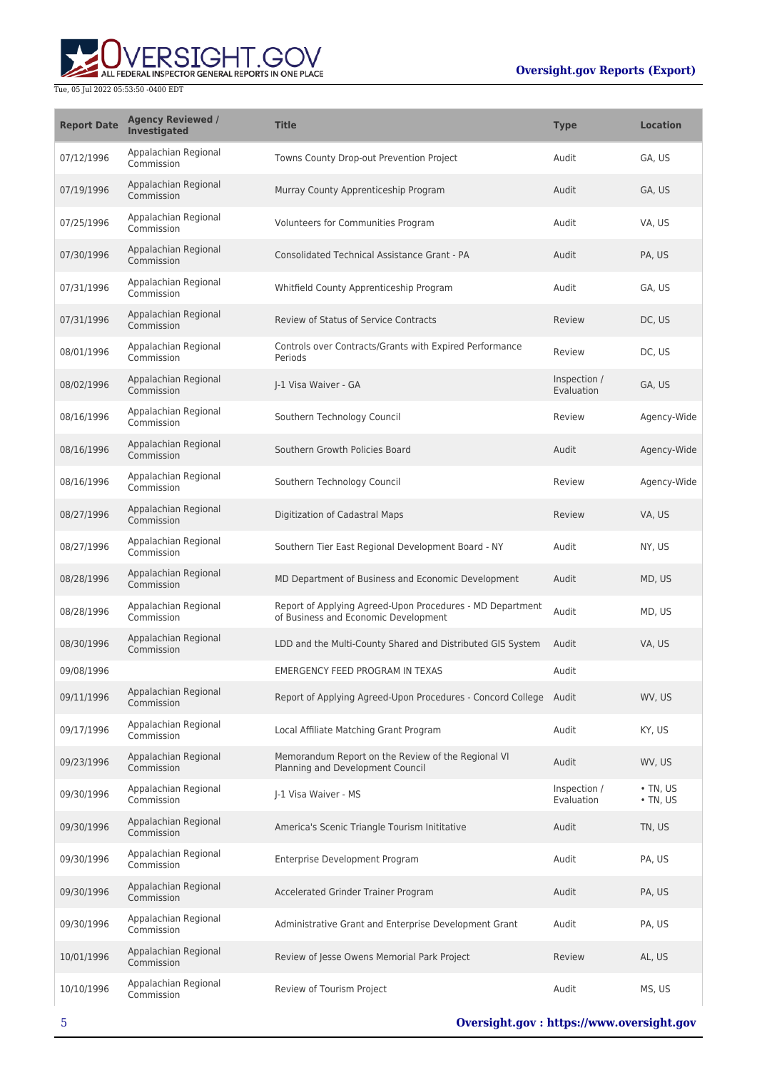| Report Date | Agency Reviewed / Investigated | Title | Type | Location |
|---|---|---|---|---|
| 07/12/1996 | Appalachian Regional Commission | Towns County Drop-out Prevention Project | Audit | GA, US |
| 07/19/1996 | Appalachian Regional Commission | Murray County Apprenticeship Program | Audit | GA, US |
| 07/25/1996 | Appalachian Regional Commission | Volunteers for Communities Program | Audit | VA, US |
| 07/30/1996 | Appalachian Regional Commission | Consolidated Technical Assistance Grant - PA | Audit | PA, US |
| 07/31/1996 | Appalachian Regional Commission | Whitfield County Apprenticeship Program | Audit | GA, US |
| 07/31/1996 | Appalachian Regional Commission | Review of Status of Service Contracts | Review | DC, US |
| 08/01/1996 | Appalachian Regional Commission | Controls over Contracts/Grants with Expired Performance Periods | Review | DC, US |
| 08/02/1996 | Appalachian Regional Commission | J-1 Visa Waiver - GA | Inspection / Evaluation | GA, US |
| 08/16/1996 | Appalachian Regional Commission | Southern Technology Council | Review | Agency-Wide |
| 08/16/1996 | Appalachian Regional Commission | Southern Growth Policies Board | Audit | Agency-Wide |
| 08/16/1996 | Appalachian Regional Commission | Southern Technology Council | Review | Agency-Wide |
| 08/27/1996 | Appalachian Regional Commission | Digitization of Cadastral Maps | Review | VA, US |
| 08/27/1996 | Appalachian Regional Commission | Southern Tier East Regional Development Board - NY | Audit | NY, US |
| 08/28/1996 | Appalachian Regional Commission | MD Department of Business and Economic Development | Audit | MD, US |
| 08/28/1996 | Appalachian Regional Commission | Report of Applying Agreed-Upon Procedures - MD Department of Business and Economic Development | Audit | MD, US |
| 08/30/1996 | Appalachian Regional Commission | LDD and the Multi-County Shared and Distributed GIS System | Audit | VA, US |
| 09/08/1996 | | EMERGENCY FEED PROGRAM IN TEXAS | Audit | |
| 09/11/1996 | Appalachian Regional Commission | Report of Applying Agreed-Upon Procedures - Concord College | Audit | WV, US |
| 09/17/1996 | Appalachian Regional Commission | Local Affiliate Matching Grant Program | Audit | KY, US |
| 09/23/1996 | Appalachian Regional Commission | Memorandum Report on the Review of the Regional VI Planning and Development Council | Audit | WV, US |
| 09/30/1996 | Appalachian Regional Commission | J-1 Visa Waiver - MS | Inspection / Evaluation | • TN, US<br>• TN, US |
| 09/30/1996 | Appalachian Regional Commission | America's Scenic Triangle Tourism Inititative | Audit | TN, US |
| 09/30/1996 | Appalachian Regional Commission | Enterprise Development Program | Audit | PA, US |
| 09/30/1996 | Appalachian Regional Commission | Accelerated Grinder Trainer Program | Audit | PA, US |
| 09/30/1996 | Appalachian Regional Commission | Administrative Grant and Enterprise Development Grant | Audit | PA, US |
| 10/01/1996 | Appalachian Regional Commission | Review of Jesse Owens Memorial Park Project | Review | AL, US |
| 10/10/1996 | Appalachian Regional Commission | Review of Tourism Project | Audit | MS, US |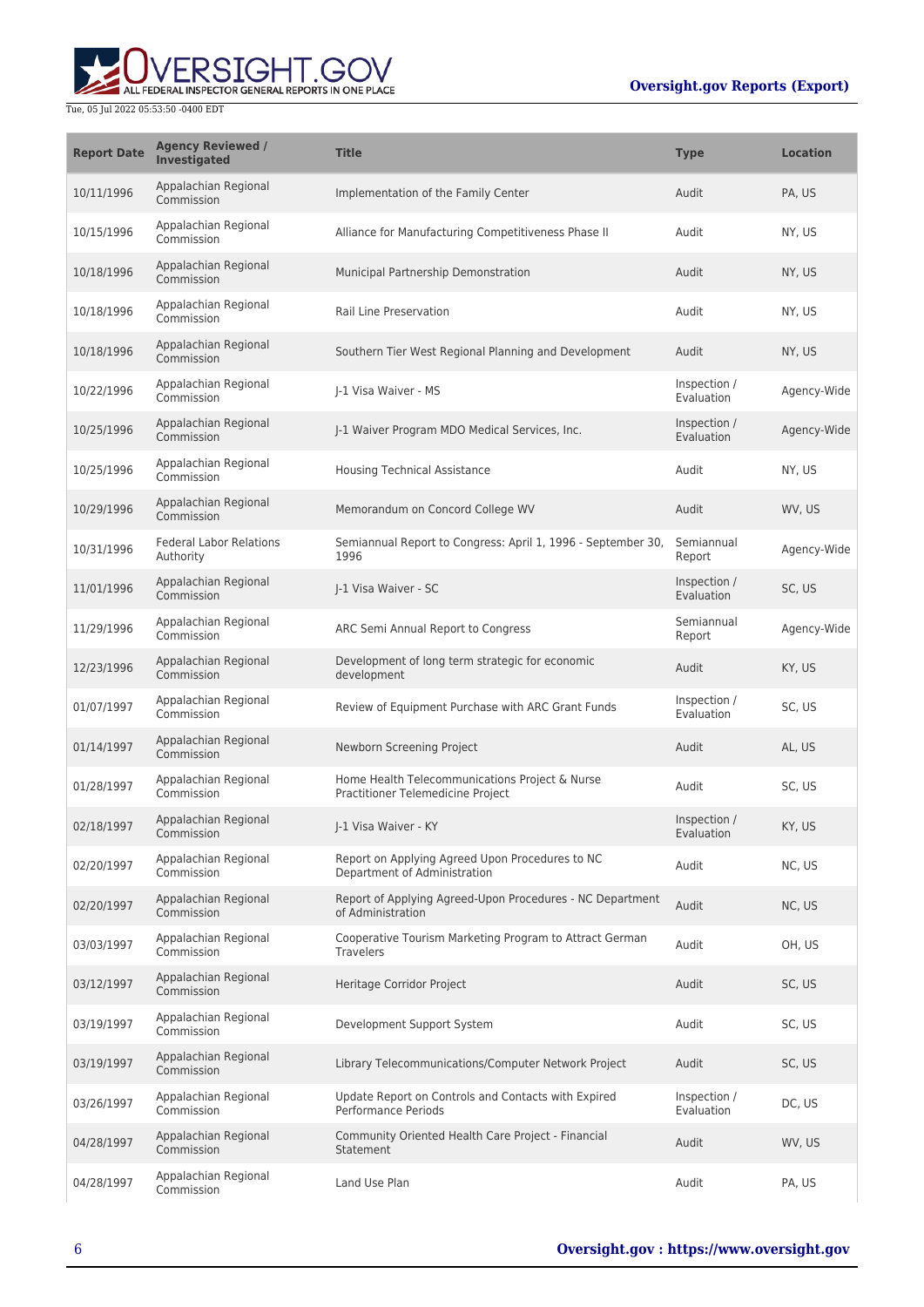| Report Date | Agency Reviewed / Investigated | Title | Type | Location |
| --- | --- | --- | --- | --- |
| 10/11/1996 | Appalachian Regional Commission | Implementation of the Family Center | Audit | PA, US |
| 10/15/1996 | Appalachian Regional Commission | Alliance for Manufacturing Competitiveness Phase II | Audit | NY, US |
| 10/18/1996 | Appalachian Regional Commission | Municipal Partnership Demonstration | Audit | NY, US |
| 10/18/1996 | Appalachian Regional Commission | Rail Line Preservation | Audit | NY, US |
| 10/18/1996 | Appalachian Regional Commission | Southern Tier West Regional Planning and Development | Audit | NY, US |
| 10/22/1996 | Appalachian Regional Commission | J-1 Visa Waiver - MS | Inspection / Evaluation | Agency-Wide |
| 10/25/1996 | Appalachian Regional Commission | J-1 Waiver Program MDO Medical Services, Inc. | Inspection / Evaluation | Agency-Wide |
| 10/25/1996 | Appalachian Regional Commission | Housing Technical Assistance | Audit | NY, US |
| 10/29/1996 | Appalachian Regional Commission | Memorandum on Concord College WV | Audit | WV, US |
| 10/31/1996 | Federal Labor Relations Authority | Semiannual Report to Congress: April 1, 1996 - September 30, 1996 | Semiannual Report | Agency-Wide |
| 11/01/1996 | Appalachian Regional Commission | J-1 Visa Waiver - SC | Inspection / Evaluation | SC, US |
| 11/29/1996 | Appalachian Regional Commission | ARC Semi Annual Report to Congress | Semiannual Report | Agency-Wide |
| 12/23/1996 | Appalachian Regional Commission | Development of long term strategic for economic development | Audit | KY, US |
| 01/07/1997 | Appalachian Regional Commission | Review of Equipment Purchase with ARC Grant Funds | Inspection / Evaluation | SC, US |
| 01/14/1997 | Appalachian Regional Commission | Newborn Screening Project | Audit | AL, US |
| 01/28/1997 | Appalachian Regional Commission | Home Health Telecommunications Project & Nurse Practitioner Telemedicine Project | Audit | SC, US |
| 02/18/1997 | Appalachian Regional Commission | J-1 Visa Waiver - KY | Inspection / Evaluation | KY, US |
| 02/20/1997 | Appalachian Regional Commission | Report on Applying Agreed Upon Procedures to NC Department of Administration | Audit | NC, US |
| 02/20/1997 | Appalachian Regional Commission | Report of Applying Agreed-Upon Procedures - NC Department of Administration | Audit | NC, US |
| 03/03/1997 | Appalachian Regional Commission | Cooperative Tourism Marketing Program to Attract German Travelers | Audit | OH, US |
| 03/12/1997 | Appalachian Regional Commission | Heritage Corridor Project | Audit | SC, US |
| 03/19/1997 | Appalachian Regional Commission | Development Support System | Audit | SC, US |
| 03/19/1997 | Appalachian Regional Commission | Library Telecommunications/Computer Network Project | Audit | SC, US |
| 03/26/1997 | Appalachian Regional Commission | Update Report on Controls and Contacts with Expired Performance Periods | Inspection / Evaluation | DC, US |
| 04/28/1997 | Appalachian Regional Commission | Community Oriented Health Care Project - Financial Statement | Audit | WV, US |
| 04/28/1997 | Appalachian Regional Commission | Land Use Plan | Audit | PA, US |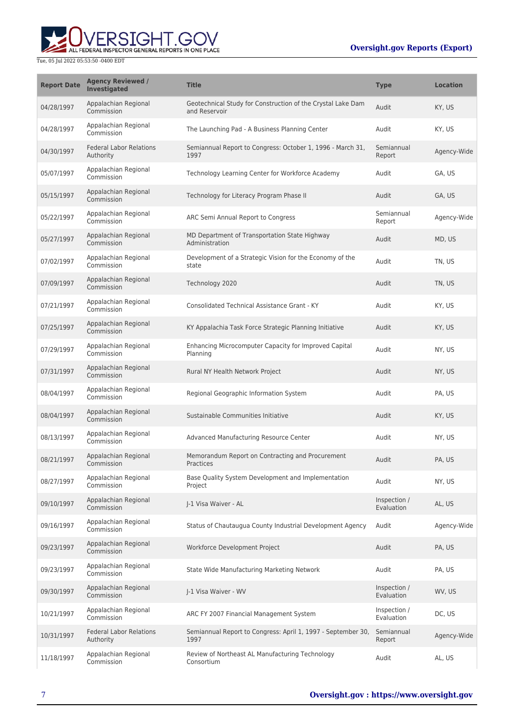| Report Date | Agency Reviewed / Investigated | Title | Type | Location |
| --- | --- | --- | --- | --- |
| 04/28/1997 | Appalachian Regional Commission | Geotechnical Study for Construction of the Crystal Lake Dam and Reservoir | Audit | KY, US |
| 04/28/1997 | Appalachian Regional Commission | The Launching Pad - A Business Planning Center | Audit | KY, US |
| 04/30/1997 | Federal Labor Relations Authority | Semiannual Report to Congress: October 1, 1996 - March 31, 1997 | Semiannual Report | Agency-Wide |
| 05/07/1997 | Appalachian Regional Commission | Technology Learning Center for Workforce Academy | Audit | GA, US |
| 05/15/1997 | Appalachian Regional Commission | Technology for Literacy Program Phase II | Audit | GA, US |
| 05/22/1997 | Appalachian Regional Commission | ARC Semi Annual Report to Congress | Semiannual Report | Agency-Wide |
| 05/27/1997 | Appalachian Regional Commission | MD Department of Transportation State Highway Administration | Audit | MD, US |
| 07/02/1997 | Appalachian Regional Commission | Development of a Strategic Vision for the Economy of the state | Audit | TN, US |
| 07/09/1997 | Appalachian Regional Commission | Technology 2020 | Audit | TN, US |
| 07/21/1997 | Appalachian Regional Commission | Consolidated Technical Assistance Grant - KY | Audit | KY, US |
| 07/25/1997 | Appalachian Regional Commission | KY Appalachia Task Force Strategic Planning Initiative | Audit | KY, US |
| 07/29/1997 | Appalachian Regional Commission | Enhancing Microcomputer Capacity for Improved Capital Planning | Audit | NY, US |
| 07/31/1997 | Appalachian Regional Commission | Rural NY Health Network Project | Audit | NY, US |
| 08/04/1997 | Appalachian Regional Commission | Regional Geographic Information System | Audit | PA, US |
| 08/04/1997 | Appalachian Regional Commission | Sustainable Communities Initiative | Audit | KY, US |
| 08/13/1997 | Appalachian Regional Commission | Advanced Manufacturing Resource Center | Audit | NY, US |
| 08/21/1997 | Appalachian Regional Commission | Memorandum Report on Contracting and Procurement Practices | Audit | PA, US |
| 08/27/1997 | Appalachian Regional Commission | Base Quality System Development and Implementation Project | Audit | NY, US |
| 09/10/1997 | Appalachian Regional Commission | J-1 Visa Waiver - AL | Inspection / Evaluation | AL, US |
| 09/16/1997 | Appalachian Regional Commission | Status of Chautauqua County Industrial Development Agency | Audit | Agency-Wide |
| 09/23/1997 | Appalachian Regional Commission | Workforce Development Project | Audit | PA, US |
| 09/23/1997 | Appalachian Regional Commission | State Wide Manufacturing Marketing Network | Audit | PA, US |
| 09/30/1997 | Appalachian Regional Commission | J-1 Visa Waiver - WV | Inspection / Evaluation | WV, US |
| 10/21/1997 | Appalachian Regional Commission | ARC FY 2007 Financial Management System | Inspection / Evaluation | DC, US |
| 10/31/1997 | Federal Labor Relations Authority | Semiannual Report to Congress: April 1, 1997 - September 30, 1997 | Semiannual Report | Agency-Wide |
| 11/18/1997 | Appalachian Regional Commission | Review of Northeast AL Manufacturing Technology Consortium | Audit | AL, US |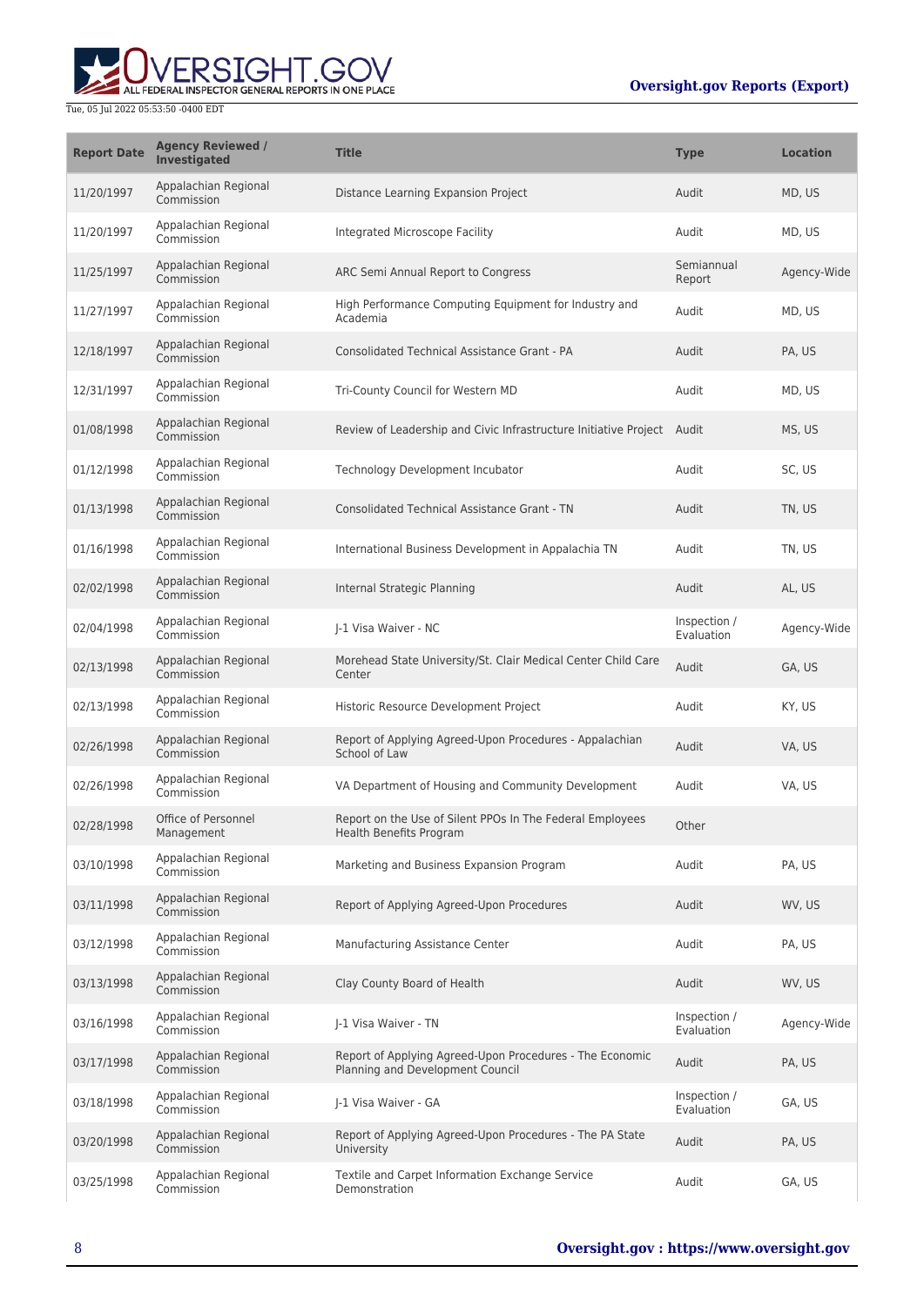| Report Date | Agency Reviewed / Investigated | Title | Type | Location |
|---|---|---|---|---|
| 11/20/1997 | Appalachian Regional Commission | Distance Learning Expansion Project | Audit | MD, US |
| 11/20/1997 | Appalachian Regional Commission | Integrated Microscope Facility | Audit | MD, US |
| 11/25/1997 | Appalachian Regional Commission | ARC Semi Annual Report to Congress | Semiannual Report | Agency-Wide |
| 11/27/1997 | Appalachian Regional Commission | High Performance Computing Equipment for Industry and Academia | Audit | MD, US |
| 12/18/1997 | Appalachian Regional Commission | Consolidated Technical Assistance Grant - PA | Audit | PA, US |
| 12/31/1997 | Appalachian Regional Commission | Tri-County Council for Western MD | Audit | MD, US |
| 01/08/1998 | Appalachian Regional Commission | Review of Leadership and Civic Infrastructure Initiative Project | Audit | MS, US |
| 01/12/1998 | Appalachian Regional Commission | Technology Development Incubator | Audit | SC, US |
| 01/13/1998 | Appalachian Regional Commission | Consolidated Technical Assistance Grant - TN | Audit | TN, US |
| 01/16/1998 | Appalachian Regional Commission | International Business Development in Appalachia TN | Audit | TN, US |
| 02/02/1998 | Appalachian Regional Commission | Internal Strategic Planning | Audit | AL, US |
| 02/04/1998 | Appalachian Regional Commission | J-1 Visa Waiver - NC | Inspection / Evaluation | Agency-Wide |
| 02/13/1998 | Appalachian Regional Commission | Morehead State University/St. Clair Medical Center Child Care Center | Audit | GA, US |
| 02/13/1998 | Appalachian Regional Commission | Historic Resource Development Project | Audit | KY, US |
| 02/26/1998 | Appalachian Regional Commission | Report of Applying Agreed-Upon Procedures - Appalachian School of Law | Audit | VA, US |
| 02/26/1998 | Appalachian Regional Commission | VA Department of Housing and Community Development | Audit | VA, US |
| 02/28/1998 | Office of Personnel Management | Report on the Use of Silent PPOs In The Federal Employees Health Benefits Program | Other | |
| 03/10/1998 | Appalachian Regional Commission | Marketing and Business Expansion Program | Audit | PA, US |
| 03/11/1998 | Appalachian Regional Commission | Report of Applying Agreed-Upon Procedures | Audit | WV, US |
| 03/12/1998 | Appalachian Regional Commission | Manufacturing Assistance Center | Audit | PA, US |
| 03/13/1998 | Appalachian Regional Commission | Clay County Board of Health | Audit | WV, US |
| 03/16/1998 | Appalachian Regional Commission | J-1 Visa Waiver - TN | Inspection / Evaluation | Agency-Wide |
| 03/17/1998 | Appalachian Regional Commission | Report of Applying Agreed-Upon Procedures - The Economic Planning and Development Council | Audit | PA, US |
| 03/18/1998 | Appalachian Regional Commission | J-1 Visa Waiver - GA | Inspection / Evaluation | GA, US |
| 03/20/1998 | Appalachian Regional Commission | Report of Applying Agreed-Upon Procedures - The PA State University | Audit | PA, US |
| 03/25/1998 | Appalachian Regional Commission | Textile and Carpet Information Exchange Service Demonstration | Audit | GA, US |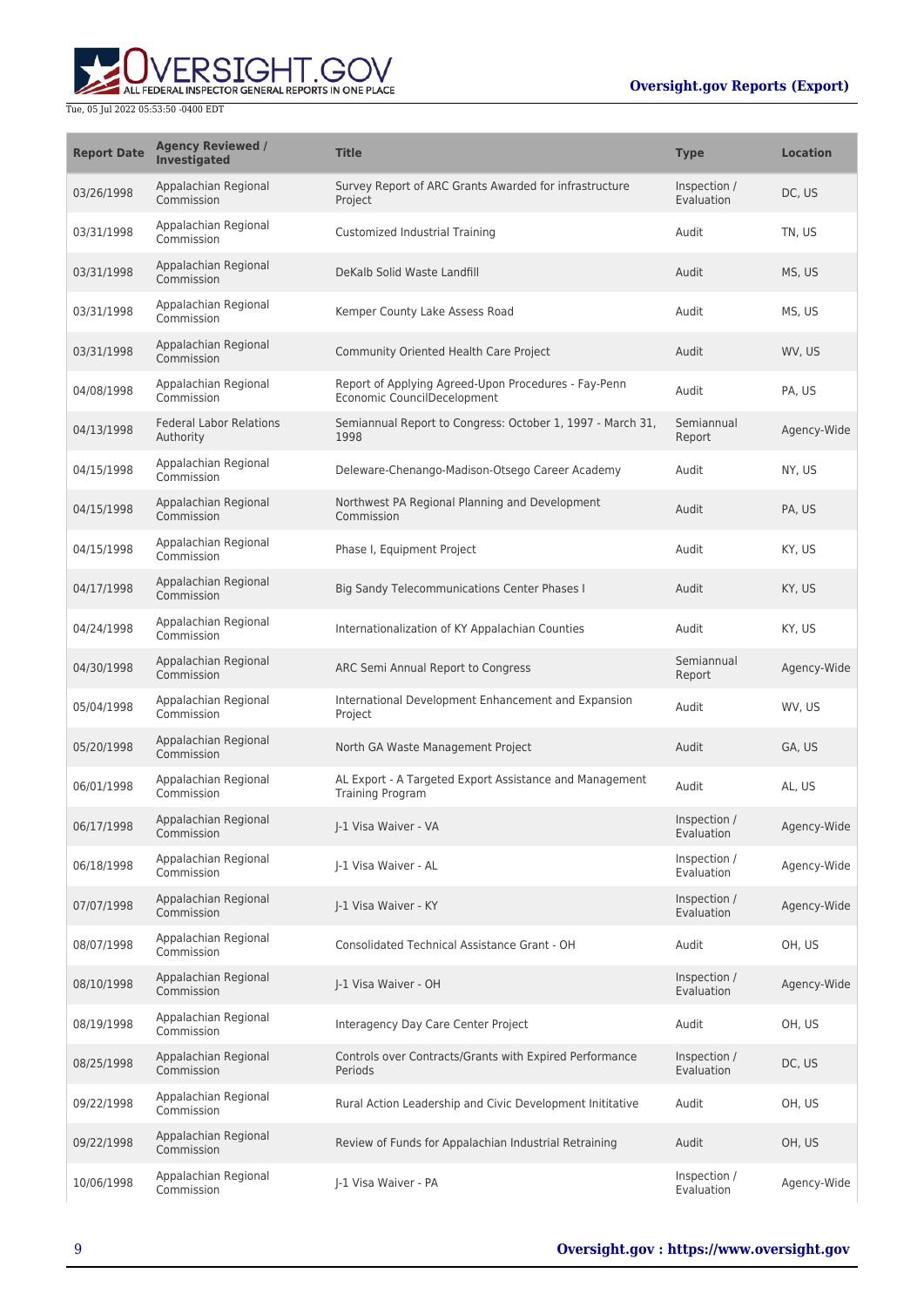| Report Date | Agency Reviewed / Investigated | Title | Type | Location |
| --- | --- | --- | --- | --- |
| 03/26/1998 | Appalachian Regional Commission | Survey Report of ARC Grants Awarded for infrastructure Project | Inspection / Evaluation | DC, US |
| 03/31/1998 | Appalachian Regional Commission | Customized Industrial Training | Audit | TN, US |
| 03/31/1998 | Appalachian Regional Commission | DeKalb Solid Waste Landfill | Audit | MS, US |
| 03/31/1998 | Appalachian Regional Commission | Kemper County Lake Assess Road | Audit | MS, US |
| 03/31/1998 | Appalachian Regional Commission | Community Oriented Health Care Project | Audit | WV, US |
| 04/08/1998 | Appalachian Regional Commission | Report of Applying Agreed-Upon Procedures - Fay-Penn Economic CouncilDecelopment | Audit | PA, US |
| 04/13/1998 | Federal Labor Relations Authority | Semiannual Report to Congress: October 1, 1997 - March 31, 1998 | Semiannual Report | Agency-Wide |
| 04/15/1998 | Appalachian Regional Commission | Deleware-Chenango-Madison-Otsego Career Academy | Audit | NY, US |
| 04/15/1998 | Appalachian Regional Commission | Northwest PA Regional Planning and Development Commission | Audit | PA, US |
| 04/15/1998 | Appalachian Regional Commission | Phase I, Equipment Project | Audit | KY, US |
| 04/17/1998 | Appalachian Regional Commission | Big Sandy Telecommunications Center Phases I | Audit | KY, US |
| 04/24/1998 | Appalachian Regional Commission | Internationalization of KY Appalachian Counties | Audit | KY, US |
| 04/30/1998 | Appalachian Regional Commission | ARC Semi Annual Report to Congress | Semiannual Report | Agency-Wide |
| 05/04/1998 | Appalachian Regional Commission | International Development Enhancement and Expansion Project | Audit | WV, US |
| 05/20/1998 | Appalachian Regional Commission | North GA Waste Management Project | Audit | GA, US |
| 06/01/1998 | Appalachian Regional Commission | AL Export - A Targeted Export Assistance and Management Training Program | Audit | AL, US |
| 06/17/1998 | Appalachian Regional Commission | J-1 Visa Waiver - VA | Inspection / Evaluation | Agency-Wide |
| 06/18/1998 | Appalachian Regional Commission | J-1 Visa Waiver - AL | Inspection / Evaluation | Agency-Wide |
| 07/07/1998 | Appalachian Regional Commission | J-1 Visa Waiver - KY | Inspection / Evaluation | Agency-Wide |
| 08/07/1998 | Appalachian Regional Commission | Consolidated Technical Assistance Grant - OH | Audit | OH, US |
| 08/10/1998 | Appalachian Regional Commission | J-1 Visa Waiver - OH | Inspection / Evaluation | Agency-Wide |
| 08/19/1998 | Appalachian Regional Commission | Interagency Day Care Center Project | Audit | OH, US |
| 08/25/1998 | Appalachian Regional Commission | Controls over Contracts/Grants with Expired Performance Periods | Inspection / Evaluation | DC, US |
| 09/22/1998 | Appalachian Regional Commission | Rural Action Leadership and Civic Development Inititative | Audit | OH, US |
| 09/22/1998 | Appalachian Regional Commission | Review of Funds for Appalachian Industrial Retraining | Audit | OH, US |
| 10/06/1998 | Appalachian Regional Commission | J-1 Visa Waiver - PA | Inspection / Evaluation | Agency-Wide |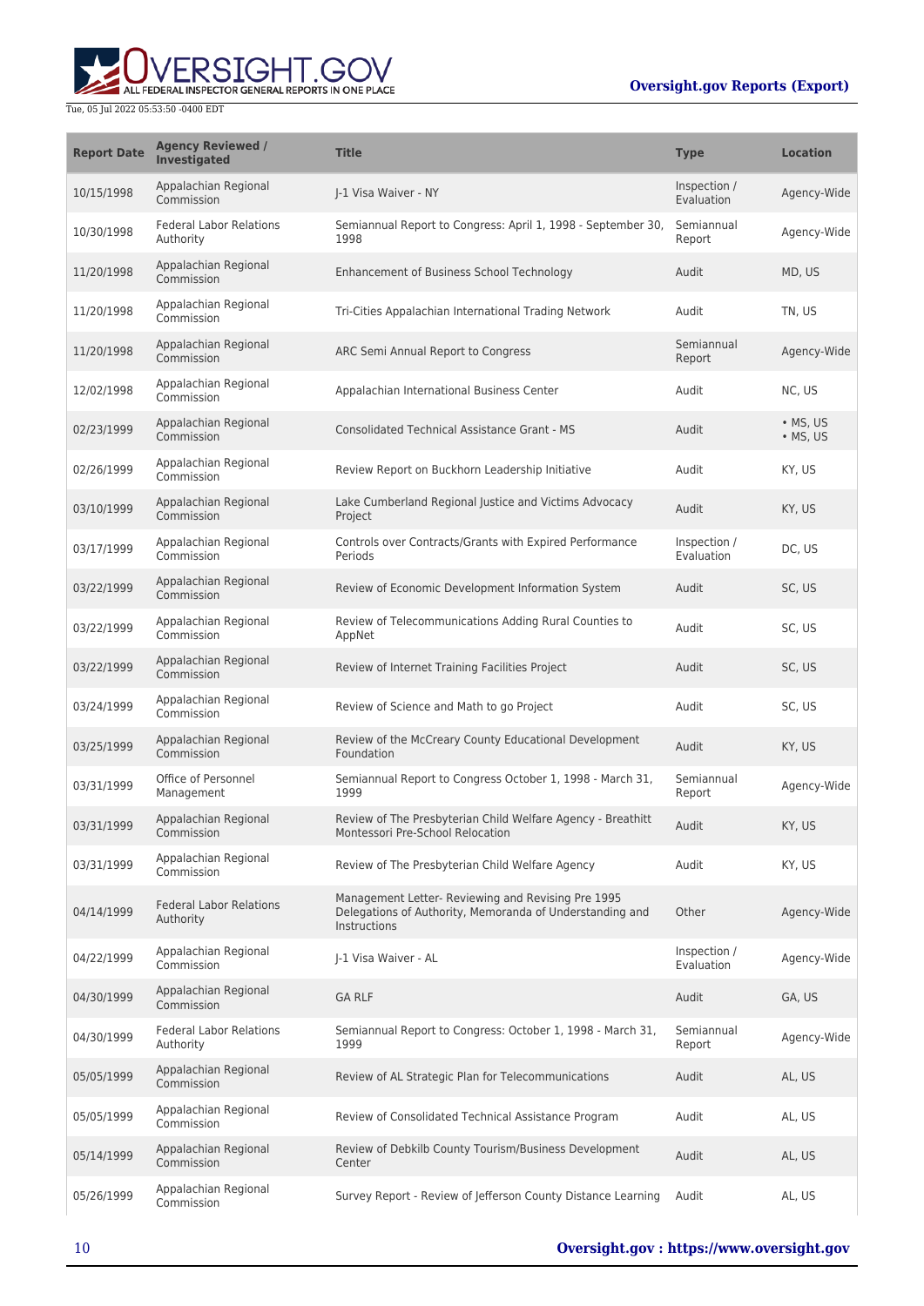| Report Date | Agency Reviewed / Investigated | Title | Type | Location |
| --- | --- | --- | --- | --- |
| 10/15/1998 | Appalachian Regional Commission | J-1 Visa Waiver - NY | Inspection / Evaluation | Agency-Wide |
| 10/30/1998 | Federal Labor Relations Authority | Semiannual Report to Congress: April 1, 1998 - September 30, 1998 | Semiannual Report | Agency-Wide |
| 11/20/1998 | Appalachian Regional Commission | Enhancement of Business School Technology | Audit | MD, US |
| 11/20/1998 | Appalachian Regional Commission | Tri-Cities Appalachian International Trading Network | Audit | TN, US |
| 11/20/1998 | Appalachian Regional Commission | ARC Semi Annual Report to Congress | Semiannual Report | Agency-Wide |
| 12/02/1998 | Appalachian Regional Commission | Appalachian International Business Center | Audit | NC, US |
| 02/23/1999 | Appalachian Regional Commission | Consolidated Technical Assistance Grant - MS | Audit | • MS, US<br>• MS, US |
| 02/26/1999 | Appalachian Regional Commission | Review Report on Buckhorn Leadership Initiative | Audit | KY, US |
| 03/10/1999 | Appalachian Regional Commission | Lake Cumberland Regional Justice and Victims Advocacy Project | Audit | KY, US |
| 03/17/1999 | Appalachian Regional Commission | Controls over Contracts/Grants with Expired Performance Periods | Inspection / Evaluation | DC, US |
| 03/22/1999 | Appalachian Regional Commission | Review of Economic Development Information System | Audit | SC, US |
| 03/22/1999 | Appalachian Regional Commission | Review of Telecommunications Adding Rural Counties to AppNet | Audit | SC, US |
| 03/22/1999 | Appalachian Regional Commission | Review of Internet Training Facilities Project | Audit | SC, US |
| 03/24/1999 | Appalachian Regional Commission | Review of Science and Math to go Project | Audit | SC, US |
| 03/25/1999 | Appalachian Regional Commission | Review of the McCreary County Educational Development Foundation | Audit | KY, US |
| 03/31/1999 | Office of Personnel Management | Semiannual Report to Congress October 1, 1998 - March 31, 1999 | Semiannual Report | Agency-Wide |
| 03/31/1999 | Appalachian Regional Commission | Review of The Presbyterian Child Welfare Agency - Breathitt Montessori Pre-School Relocation | Audit | KY, US |
| 03/31/1999 | Appalachian Regional Commission | Review of The Presbyterian Child Welfare Agency | Audit | KY, US |
| 04/14/1999 | Federal Labor Relations Authority | Management Letter- Reviewing and Revising Pre 1995 Delegations of Authority, Memoranda of Understanding and Instructions | Other | Agency-Wide |
| 04/22/1999 | Appalachian Regional Commission | J-1 Visa Waiver - AL | Inspection / Evaluation | Agency-Wide |
| 04/30/1999 | Appalachian Regional Commission | GA RLF | Audit | GA, US |
| 04/30/1999 | Federal Labor Relations Authority | Semiannual Report to Congress: October 1, 1998 - March 31, 1999 | Semiannual Report | Agency-Wide |
| 05/05/1999 | Appalachian Regional Commission | Review of AL Strategic Plan for Telecommunications | Audit | AL, US |
| 05/05/1999 | Appalachian Regional Commission | Review of Consolidated Technical Assistance Program | Audit | AL, US |
| 05/14/1999 | Appalachian Regional Commission | Review of Debkilb County Tourism/Business Development Center | Audit | AL, US |
| 05/26/1999 | Appalachian Regional Commission | Survey Report - Review of Jefferson County Distance Learning | Audit | AL, US |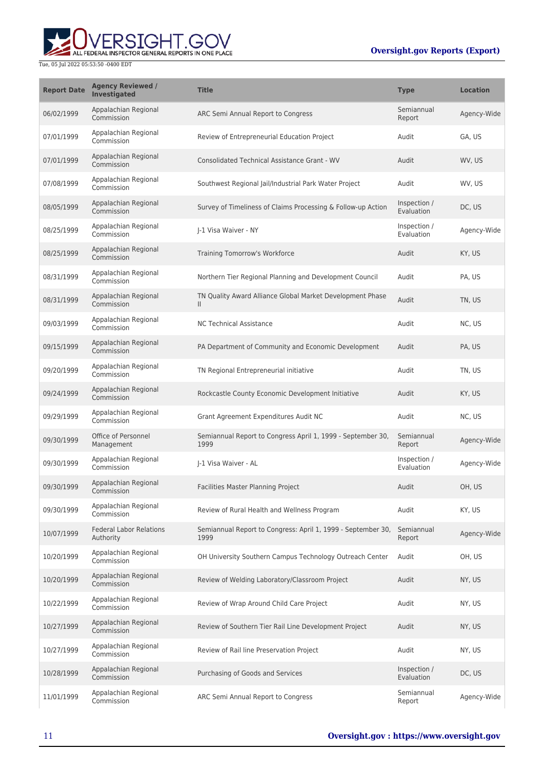| Report Date | Agency Reviewed / Investigated | Title | Type | Location |
| --- | --- | --- | --- | --- |
| 06/02/1999 | Appalachian Regional Commission | ARC Semi Annual Report to Congress | Semiannual Report | Agency-Wide |
| 07/01/1999 | Appalachian Regional Commission | Review of Entrepreneurial Education Project | Audit | GA, US |
| 07/01/1999 | Appalachian Regional Commission | Consolidated Technical Assistance Grant - WV | Audit | WV, US |
| 07/08/1999 | Appalachian Regional Commission | Southwest Regional Jail/Industrial Park Water Project | Audit | WV, US |
| 08/05/1999 | Appalachian Regional Commission | Survey of Timeliness of Claims Processing & Follow-up Action | Inspection / Evaluation | DC, US |
| 08/25/1999 | Appalachian Regional Commission | J-1 Visa Waiver - NY | Inspection / Evaluation | Agency-Wide |
| 08/25/1999 | Appalachian Regional Commission | Training Tomorrow's Workforce | Audit | KY, US |
| 08/31/1999 | Appalachian Regional Commission | Northern Tier Regional Planning and Development Council | Audit | PA, US |
| 08/31/1999 | Appalachian Regional Commission | TN Quality Award Alliance Global Market Development Phase II | Audit | TN, US |
| 09/03/1999 | Appalachian Regional Commission | NC Technical Assistance | Audit | NC, US |
| 09/15/1999 | Appalachian Regional Commission | PA Department of Community and Economic Development | Audit | PA, US |
| 09/20/1999 | Appalachian Regional Commission | TN Regional Entrepreneurial initiative | Audit | TN, US |
| 09/24/1999 | Appalachian Regional Commission | Rockcastle County Economic Development Initiative | Audit | KY, US |
| 09/29/1999 | Appalachian Regional Commission | Grant Agreement Expenditures Audit NC | Audit | NC, US |
| 09/30/1999 | Office of Personnel Management | Semiannual Report to Congress April 1, 1999 - September 30, 1999 | Semiannual Report | Agency-Wide |
| 09/30/1999 | Appalachian Regional Commission | J-1 Visa Waiver - AL | Inspection / Evaluation | Agency-Wide |
| 09/30/1999 | Appalachian Regional Commission | Facilities Master Planning Project | Audit | OH, US |
| 09/30/1999 | Appalachian Regional Commission | Review of Rural Health and Wellness Program | Audit | KY, US |
| 10/07/1999 | Federal Labor Relations Authority | Semiannual Report to Congress: April 1, 1999 - September 30, 1999 | Semiannual Report | Agency-Wide |
| 10/20/1999 | Appalachian Regional Commission | OH University Southern Campus Technology Outreach Center | Audit | OH, US |
| 10/20/1999 | Appalachian Regional Commission | Review of Welding Laboratory/Classroom Project | Audit | NY, US |
| 10/22/1999 | Appalachian Regional Commission | Review of Wrap Around Child Care Project | Audit | NY, US |
| 10/27/1999 | Appalachian Regional Commission | Review of Southern Tier Rail Line Development Project | Audit | NY, US |
| 10/27/1999 | Appalachian Regional Commission | Review of Rail line Preservation Project | Audit | NY, US |
| 10/28/1999 | Appalachian Regional Commission | Purchasing of Goods and Services | Inspection / Evaluation | DC, US |
| 11/01/1999 | Appalachian Regional Commission | ARC Semi Annual Report to Congress | Semiannual Report | Agency-Wide |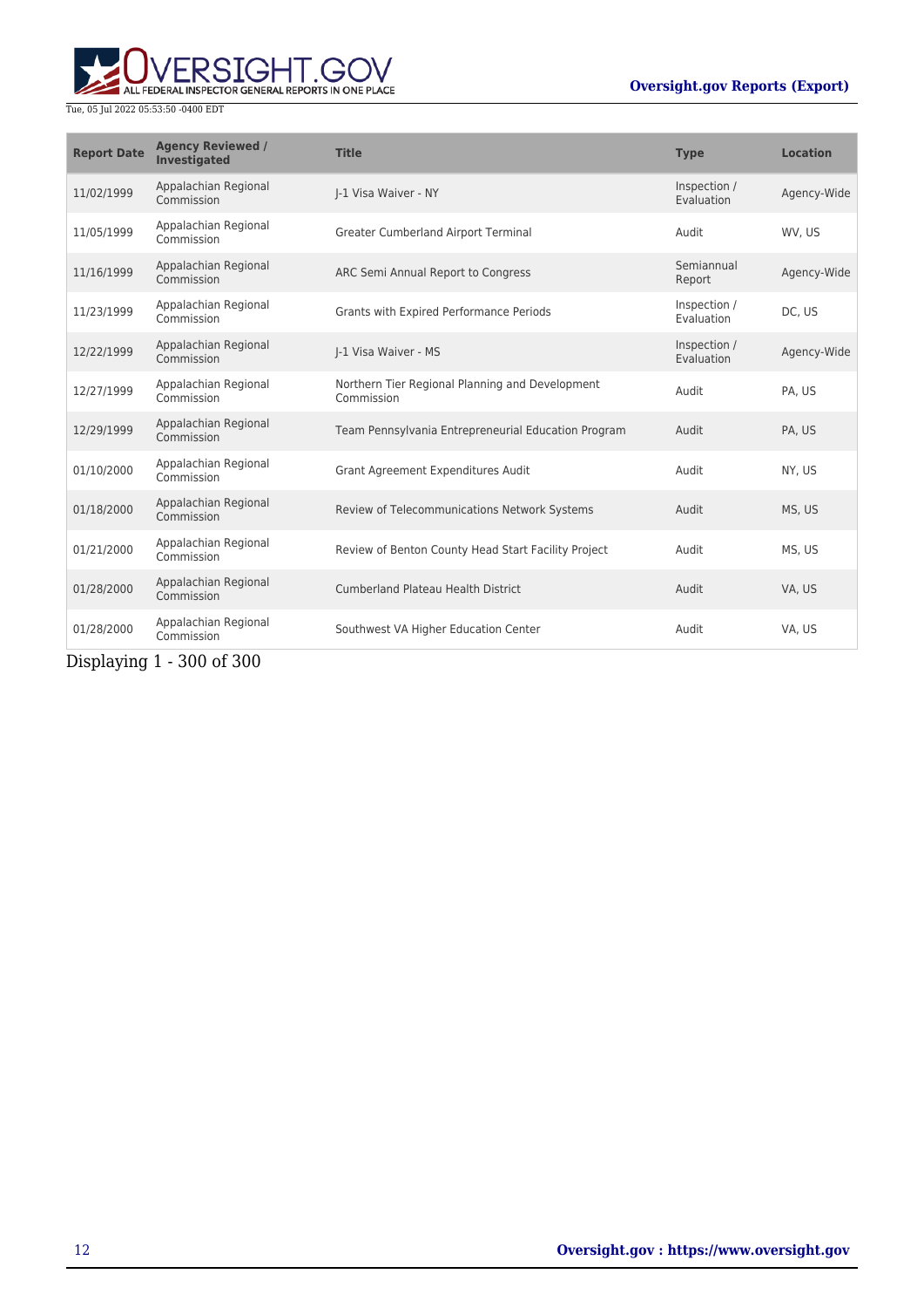| Report Date | Agency Reviewed / Investigated | Title | Type | Location |
|---|---|---|---|---|
| 11/02/1999 | Appalachian Regional Commission | J-1 Visa Waiver - NY | Inspection / Evaluation | Agency-Wide |
| 11/05/1999 | Appalachian Regional Commission | Greater Cumberland Airport Terminal | Audit | WV, US |
| 11/16/1999 | Appalachian Regional Commission | ARC Semi Annual Report to Congress | Semiannual Report | Agency-Wide |
| 11/23/1999 | Appalachian Regional Commission | Grants with Expired Performance Periods | Inspection / Evaluation | DC, US |
| 12/22/1999 | Appalachian Regional Commission | J-1 Visa Waiver - MS | Inspection / Evaluation | Agency-Wide |
| 12/27/1999 | Appalachian Regional Commission | Northern Tier Regional Planning and Development Commission | Audit | PA, US |
| 12/29/1999 | Appalachian Regional Commission | Team Pennsylvania Entrepreneurial Education Program | Audit | PA, US |
| 01/10/2000 | Appalachian Regional Commission | Grant Agreement Expenditures Audit | Audit | NY, US |
| 01/18/2000 | Appalachian Regional Commission | Review of Telecommunications Network Systems | Audit | MS, US |
| 01/21/2000 | Appalachian Regional Commission | Review of Benton County Head Start Facility Project | Audit | MS, US |
| 01/28/2000 | Appalachian Regional Commission | Cumberland Plateau Health District | Audit | VA, US |
| 01/28/2000 | Appalachian Regional Commission | Southwest VA Higher Education Center | Audit | VA, US |

Displaying 1 - 300 of 300